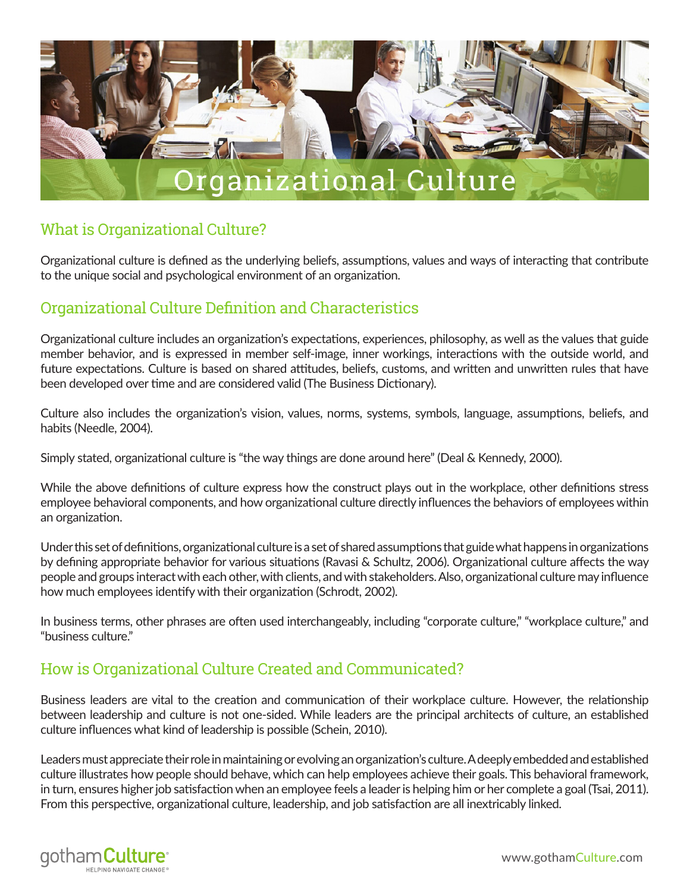# Organizational Culture

## What is Organizational Culture?

Organizational culture is defined as the underlying beliefs, assumptions, values and ways of interacting that contribute to the unique social and psychological environment of an organization.

## Organizational Culture Definition and Characteristics

Organizational culture includes an organization's expectations, experiences, philosophy, as well as the values that guide member behavior, and is expressed in member self-image, inner workings, interactions with the outside world, and future expectations. Culture is based on shared attitudes, beliefs, customs, and written and unwritten rules that have been developed over time and are considered valid (The Business Dictionary).

Culture also includes the organization's vision, values, norms, systems, symbols, language, assumptions, beliefs, and habits (Needle, 2004).

Simply stated, organizational culture is "the way things are done around here" (Deal & Kennedy, 2000).

While the above definitions of culture express how the construct plays out in the workplace, other definitions stress employee behavioral components, and how organizational culture directly influences the behaviors of employees within an organization.

Under this set of definitions, organizational culture is a set of shared assumptions that guide what happens in organizations by defining appropriate behavior for various situations (Ravasi & Schultz, 2006). Organizational culture affects the way people and groups interact with each other, with clients, and with stakeholders. Also, organizational culture may influence how much employees identify with their organization (Schrodt, 2002).

In business terms, other phrases are often used interchangeably, including "corporate culture," "workplace culture," and "business culture."

## How is Organizational Culture Created and Communicated?

Business leaders are vital to the creation and communication of their workplace culture. However, the relationship between leadership and culture is not one-sided. While leaders are the principal architects of culture, an established culture influences what kind of leadership is possible (Schein, 2010).

Leaders must appreciate their role in maintaining or evolving an organization's culture. A deeply embedded and established culture illustrates how people should behave, which can help employees achieve their goals. This behavioral framework, in turn, ensures higher job satisfaction when an employee feels a leader is helping him or her complete a goal (Tsai, 2011). From this perspective, organizational culture, leadership, and job satisfaction are all inextricably linked.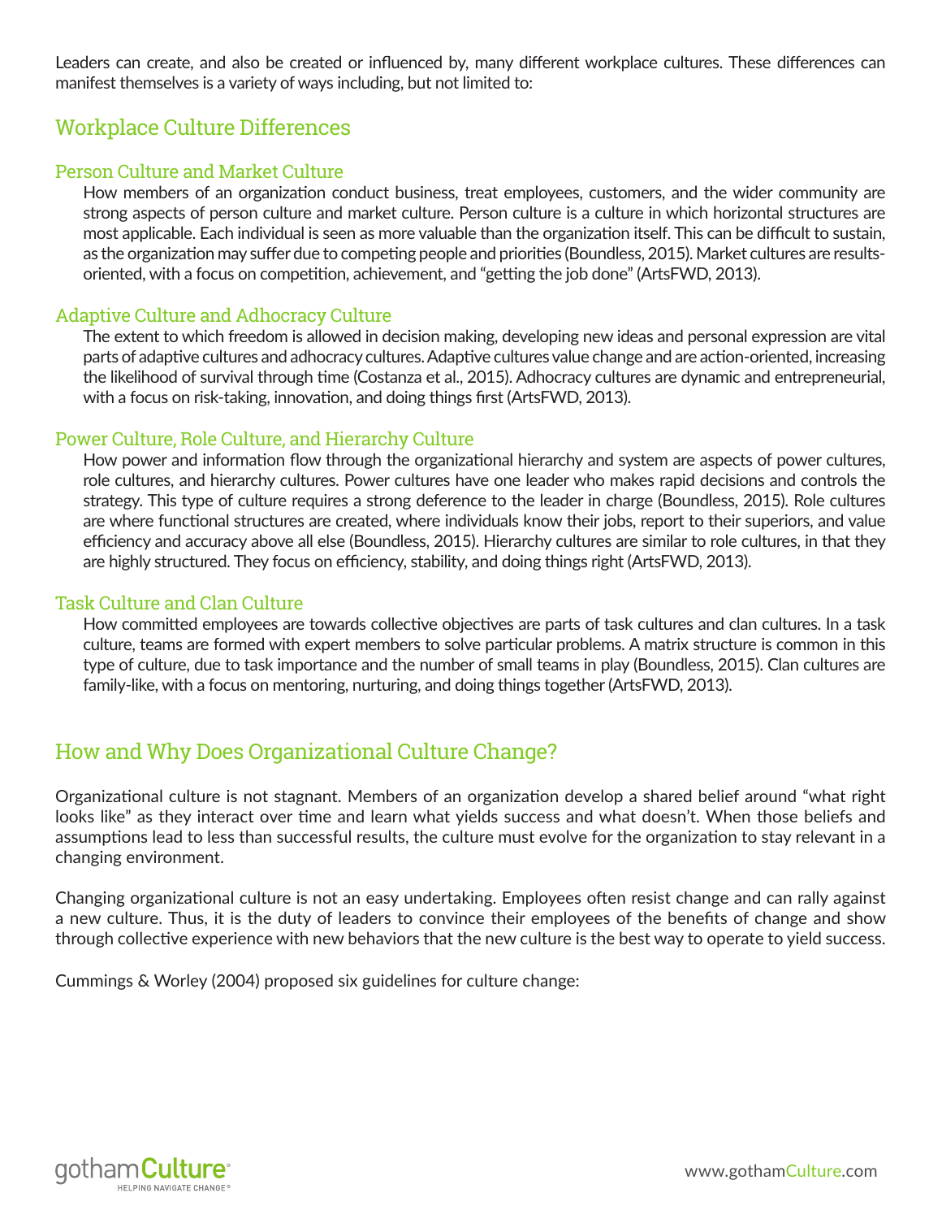Leaders can create, and also be created or influenced by, many different workplace cultures. These differences can manifest themselves is a variety of ways including, but not limited to:

## Workplace Culture Differences

### Person Culture and Market Culture

How members of an organization conduct business, treat employees, customers, and the wider community are strong aspects of person culture and market culture. Person culture is a culture in which horizontal structures are most applicable. Each individual is seen as more valuable than the organization itself. This can be difficult to sustain, as the organization may suffer due to competing people and priorities (Boundless, 2015). Market cultures are results-oriented, with a focus on competition, achievement, and "getting the job done" (ArtsFWD, 2013).

### Adaptive Culture and Adhocracy Culture

The extent to which freedom is allowed in decision making, developing new ideas and personal expression are vital parts of adaptive cultures and adhocracy cultures. Adaptive cultures value change and are action-oriented, increasing the likelihood of survival through time (Costanza et al., 2015). Adhocracy cultures are dynamic and entrepreneurial, with a focus on risk-taking, innovation, and doing things first (ArtsFWD, 2013).

### Power Culture, Role Culture, and Hierarchy Culture

How power and information flow through the organizational hierarchy and system are aspects of power cultures, role cultures, and hierarchy cultures. Power cultures have one leader who makes rapid decisions and controls the strategy. This type of culture requires a strong deference to the leader in charge (Boundless, 2015). Role cultures are where functional structures are created, where individuals know their jobs, report to their superiors, and value efficiency and accuracy above all else (Boundless, 2015). Hierarchy cultures are similar to role cultures, in that they are highly structured. They focus on efficiency, stability, and doing things right (ArtsFWD, 2013).

### Task Culture and Clan Culture

How committed employees are towards collective objectives are parts of task cultures and clan cultures. In a task culture, teams are formed with expert members to solve particular problems. A matrix structure is common in this type of culture, due to task importance and the number of small teams in play (Boundless, 2015). Clan cultures are family-like, with a focus on mentoring, nurturing, and doing things together (ArtsFWD, 2013).

## How and Why Does Organizational Culture Change?

Organizational culture is not stagnant. Members of an organization develop a shared belief around "what right looks like" as they interact over time and learn what yields success and what doesn't. When those beliefs and assumptions lead to less than successful results, the culture must evolve for the organization to stay relevant in a changing environment.

Changing organizational culture is not an easy undertaking. Employees often resist change and can rally against a new culture. Thus, it is the duty of leaders to convince their employees of the benefits of change and show through collective experience with new behaviors that the new culture is the best way to operate to yield success.

Cummings & Worley (2004) proposed six guidelines for culture change: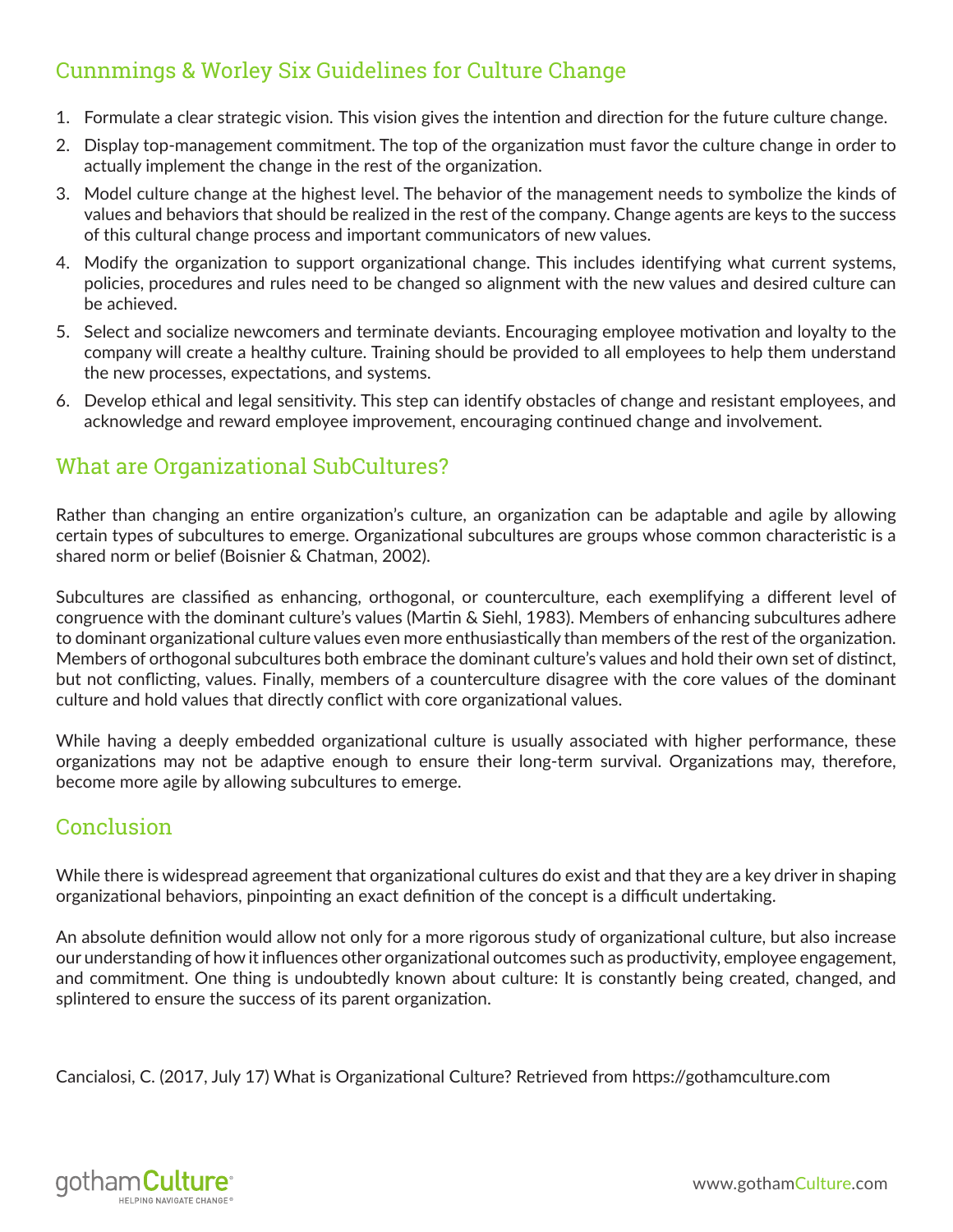## Cunnmings & Worley Six Guidelines for Culture Change

1. Formulate a clear strategic vision. This vision gives the intention and direction for the future culture change.
2. Display top-management commitment. The top of the organization must favor the culture change in order to actually implement the change in the rest of the organization.
3. Model culture change at the highest level. The behavior of the management needs to symbolize the kinds of values and behaviors that should be realized in the rest of the company. Change agents are keys to the success of this cultural change process and important communicators of new values.
4. Modify the organization to support organizational change. This includes identifying what current systems, policies, procedures and rules need to be changed so alignment with the new values and desired culture can be achieved.
5. Select and socialize newcomers and terminate deviants. Encouraging employee motivation and loyalty to the company will create a healthy culture. Training should be provided to all employees to help them understand the new processes, expectations, and systems.
6. Develop ethical and legal sensitivity. This step can identify obstacles of change and resistant employees, and acknowledge and reward employee improvement, encouraging continued change and involvement.

## What are Organizational SubCultures?

Rather than changing an entire organization's culture, an organization can be adaptable and agile by allowing certain types of subcultures to emerge. Organizational subcultures are groups whose common characteristic is a shared norm or belief (Boisnier & Chatman, 2002).

Subcultures are classified as enhancing, orthogonal, or counterculture, each exemplifying a different level of congruence with the dominant culture's values (Martin & Siehl, 1983). Members of enhancing subcultures adhere to dominant organizational culture values even more enthusiastically than members of the rest of the organization. Members of orthogonal subcultures both embrace the dominant culture's values and hold their own set of distinct, but not conflicting, values. Finally, members of a counterculture disagree with the core values of the dominant culture and hold values that directly conflict with core organizational values.

While having a deeply embedded organizational culture is usually associated with higher performance, these organizations may not be adaptive enough to ensure their long-term survival. Organizations may, therefore, become more agile by allowing subcultures to emerge.

## Conclusion

While there is widespread agreement that organizational cultures do exist and that they are a key driver in shaping organizational behaviors, pinpointing an exact definition of the concept is a difficult undertaking.

An absolute definition would allow not only for a more rigorous study of organizational culture, but also increase our understanding of how it influences other organizational outcomes such as productivity, employee engagement, and commitment. One thing is undoubtedly known about culture: It is constantly being created, changed, and splintered to ensure the success of its parent organization.

Cancialosi, C. (2017, July 17) What is Organizational Culture? Retrieved from https://gothamculture.com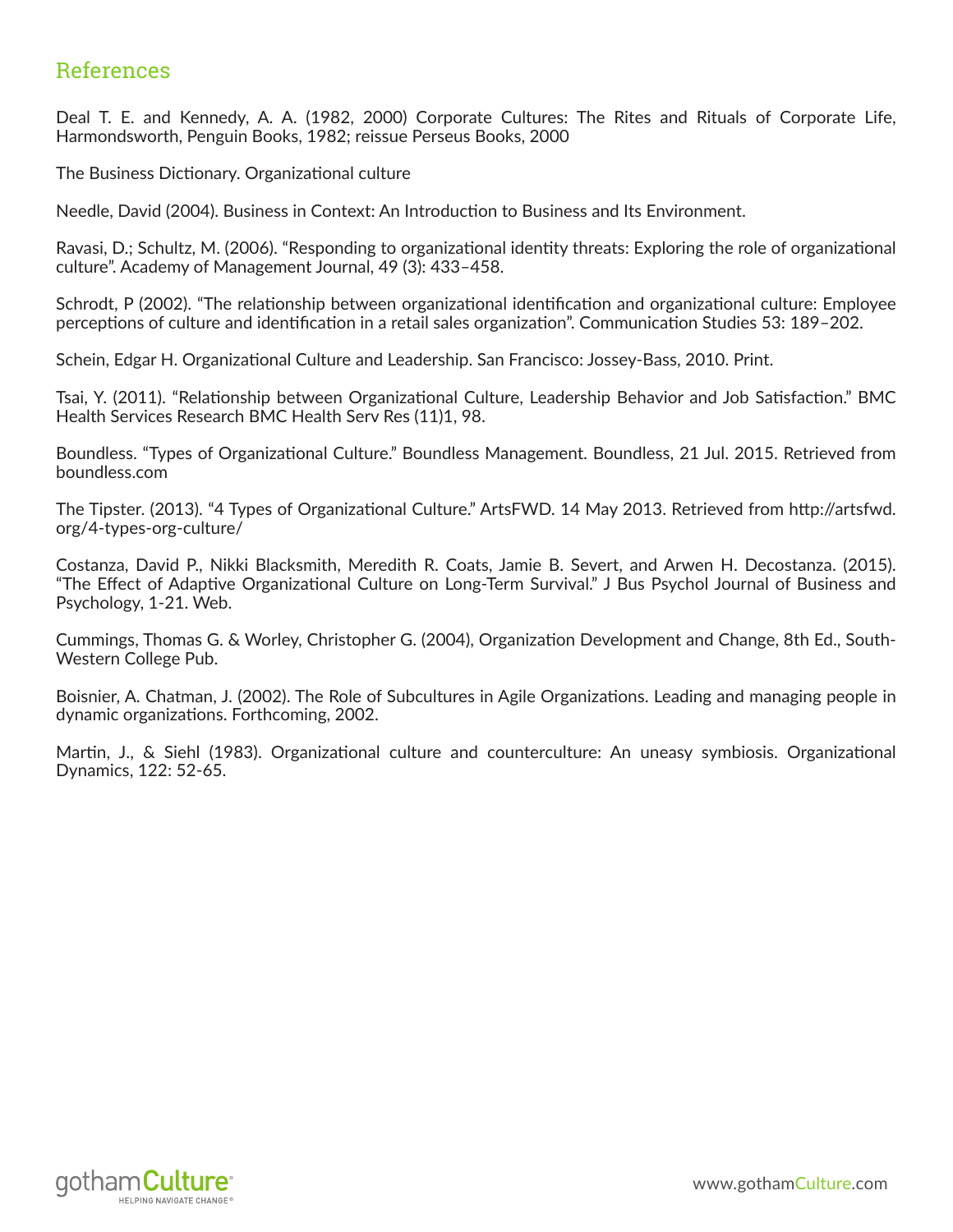## References

Deal T. E. and Kennedy, A. A. (1982, 2000) Corporate Cultures: The Rites and Rituals of Corporate Life, Harmondsworth, Penguin Books, 1982; reissue Perseus Books, 2000

The Business Dictionary. Organizational culture

Needle, David (2004). Business in Context: An Introduction to Business and Its Environment.

Ravasi, D.; Schultz, M. (2006). "Responding to organizational identity threats: Exploring the role of organizational culture". Academy of Management Journal, 49 (3): 433–458.

Schrodt, P (2002). "The relationship between organizational identification and organizational culture: Employee perceptions of culture and identification in a retail sales organization". Communication Studies 53: 189–202.

Schein, Edgar H. Organizational Culture and Leadership. San Francisco: Jossey-Bass, 2010. Print.

Tsai, Y. (2011). "Relationship between Organizational Culture, Leadership Behavior and Job Satisfaction." BMC Health Services Research BMC Health Serv Res (11)1, 98.

Boundless. "Types of Organizational Culture." Boundless Management. Boundless, 21 Jul. 2015. Retrieved from boundless.com

The Tipster. (2013). "4 Types of Organizational Culture." ArtsFWD. 14 May 2013. Retrieved from http://artsfwd.org/4-types-org-culture/

Costanza, David P., Nikki Blacksmith, Meredith R. Coats, Jamie B. Severt, and Arwen H. Decostanza. (2015). "The Effect of Adaptive Organizational Culture on Long-Term Survival." J Bus Psychol Journal of Business and Psychology, 1-21. Web.

Cummings, Thomas G. & Worley, Christopher G. (2004), Organization Development and Change, 8th Ed., South-Western College Pub.

Boisnier, A. Chatman, J. (2002). The Role of Subcultures in Agile Organizations. Leading and managing people in dynamic organizations. Forthcoming, 2002.

Martin, J., & Siehl (1983). Organizational culture and counterculture: An uneasy symbiosis. Organizational Dynamics, 122: 52-65.